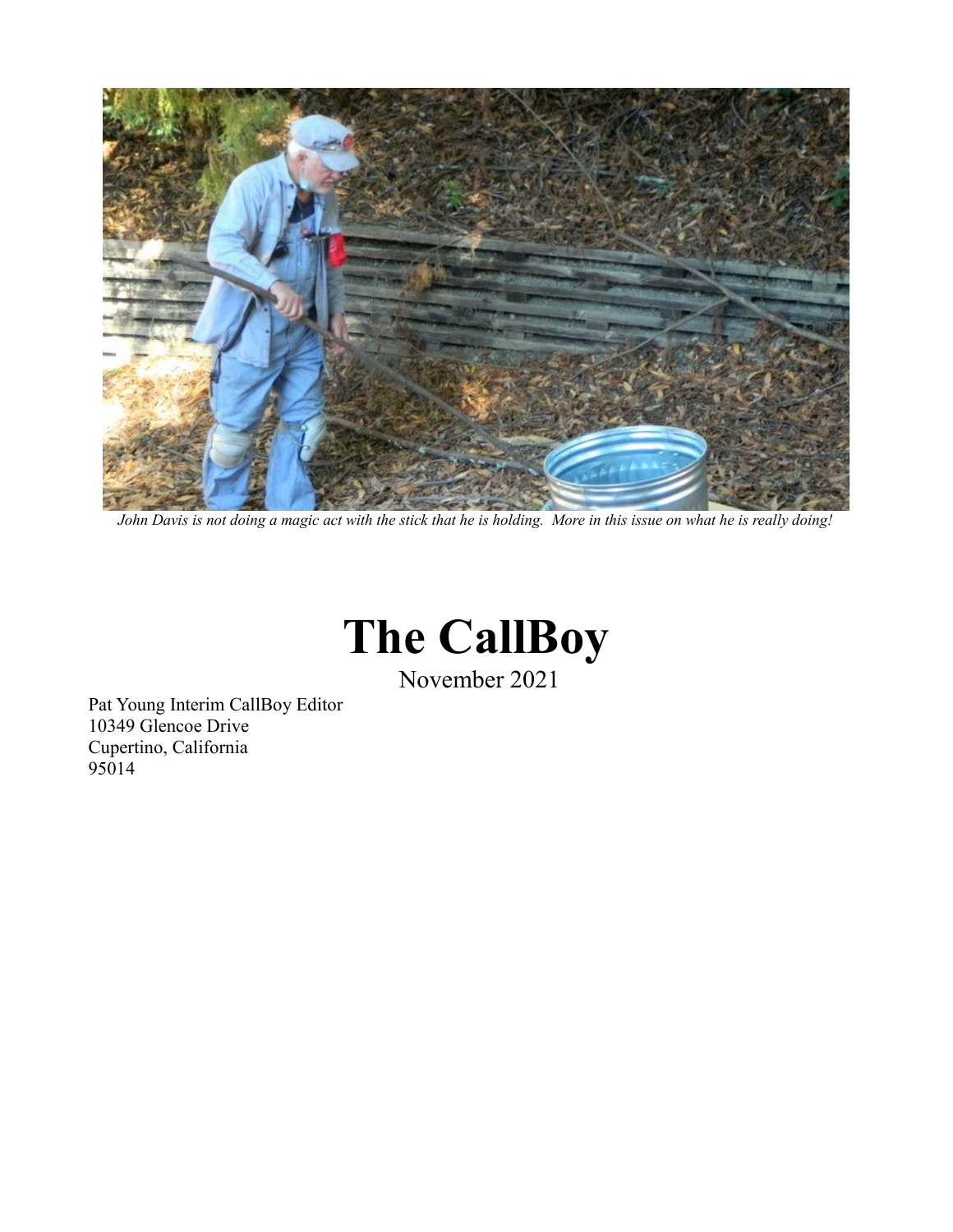*John Davis is not doing a magic act with the stick that he is holding. More in this issue on what he is really doing!*

# The CallBoy

November 2021

Pat Young Interim CallBoy Editor
10349 Glencoe Drive
Cupertino, California
95014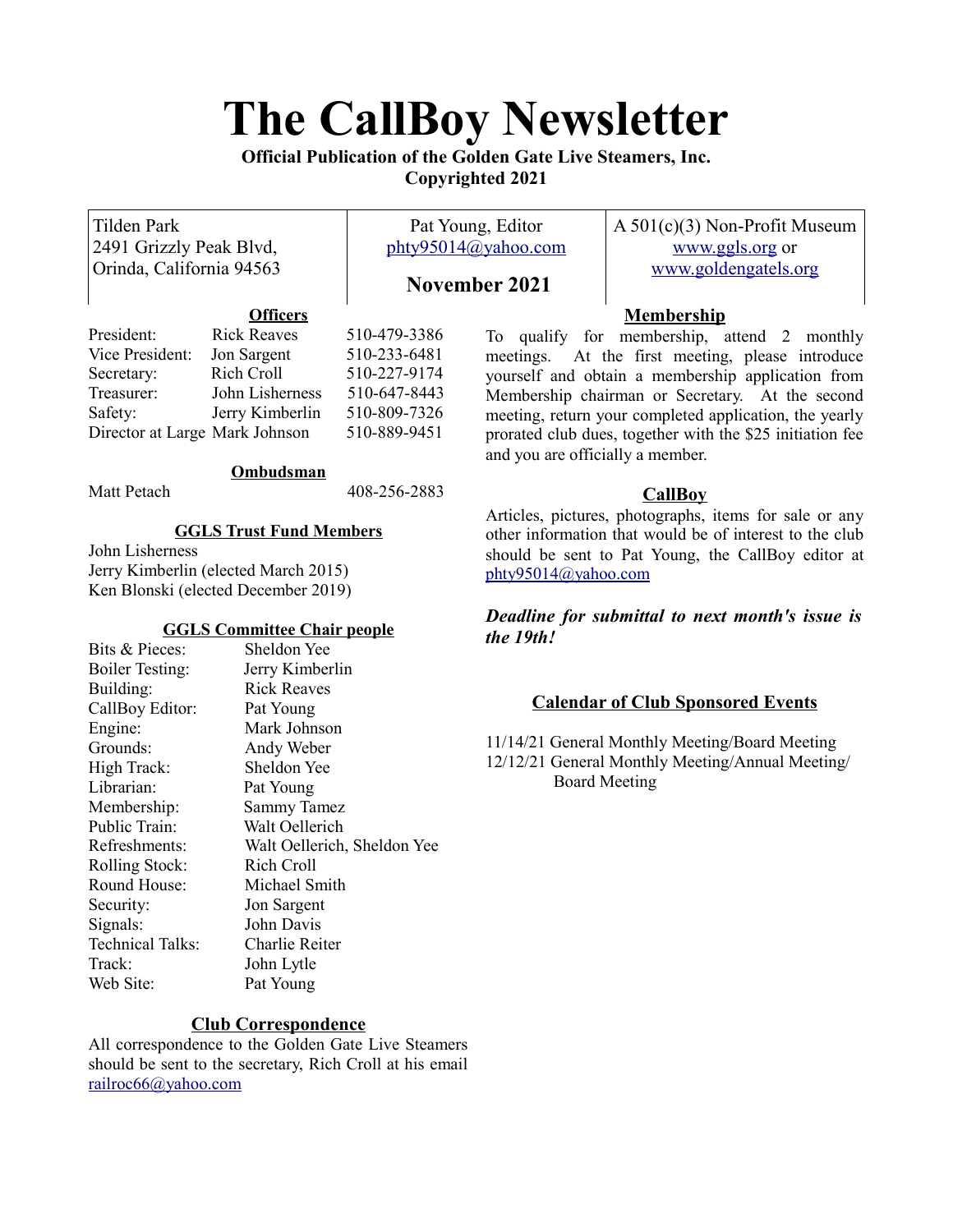# The CallBoy Newsletter

**Official Publication of the Golden Gate Live Steamers, Inc.**
**Copyrighted 2021**

| Tilden Park<br>2491 Grizzly Peak Blvd,<br>Orinda, California 94563 | Pat Young, Editor<br>phty95014@yahoo.com<br>**November 2021** | A 501(c)(3) Non-Profit Museum<br>www.ggls.org or<br>www.goldengatels.org |
|---|---|---|

## Officers

| | | |
|---|---|---|
| President: | Rick Reaves | 510-479-3386 |
| Vice President: | Jon Sargent | 510-233-6481 |
| Secretary: | Rich Croll | 510-227-9174 |
| Treasurer: | John Lisherness | 510-647-8443 |
| Safety: | Jerry Kimberlin | 510-809-7326 |
| Director at Large | Mark Johnson | 510-889-9451 |

## Ombudsman

Matt Petach 408-256-2883

## GGLS Trust Fund Members

John Lisherness
Jerry Kimberlin (elected March 2015)
Ken Blonski (elected December 2019)

## GGLS Committee Chair people

| | |
|---|---|
| Bits & Pieces: | Sheldon Yee |
| Boiler Testing: | Jerry Kimberlin |
| Building: | Rick Reaves |
| CallBoy Editor: | Pat Young |
| Engine: | Mark Johnson |
| Grounds: | Andy Weber |
| High Track: | Sheldon Yee |
| Librarian: | Pat Young |
| Membership: | Sammy Tamez |
| Public Train: | Walt Oellerich |
| Refreshments: | Walt Oellerich, Sheldon Yee |
| Rolling Stock: | Rich Croll |
| Round House: | Michael Smith |
| Security: | Jon Sargent |
| Signals: | John Davis |
| Technical Talks: | Charlie Reiter |
| Track: | John Lytle |
| Web Site: | Pat Young |

## Club Correspondence

All correspondence to the Golden Gate Live Steamers should be sent to the secretary, Rich Croll at his email railroc66@yahoo.com

## Membership

To qualify for membership, attend 2 monthly meetings. At the first meeting, please introduce yourself and obtain a membership application from Membership chairman or Secretary. At the second meeting, return your completed application, the yearly prorated club dues, together with the $25 initiation fee and you are officially a member.

## CallBoy

Articles, pictures, photographs, items for sale or any other information that would be of interest to the club should be sent to Pat Young, the CallBoy editor at phty95014@yahoo.com

***Deadline for submittal to next month's issue is the 19th!***

## Calendar of Club Sponsored Events

11/14/21 General Monthly Meeting/Board Meeting
12/12/21 General Monthly Meeting/Annual Meeting/ Board Meeting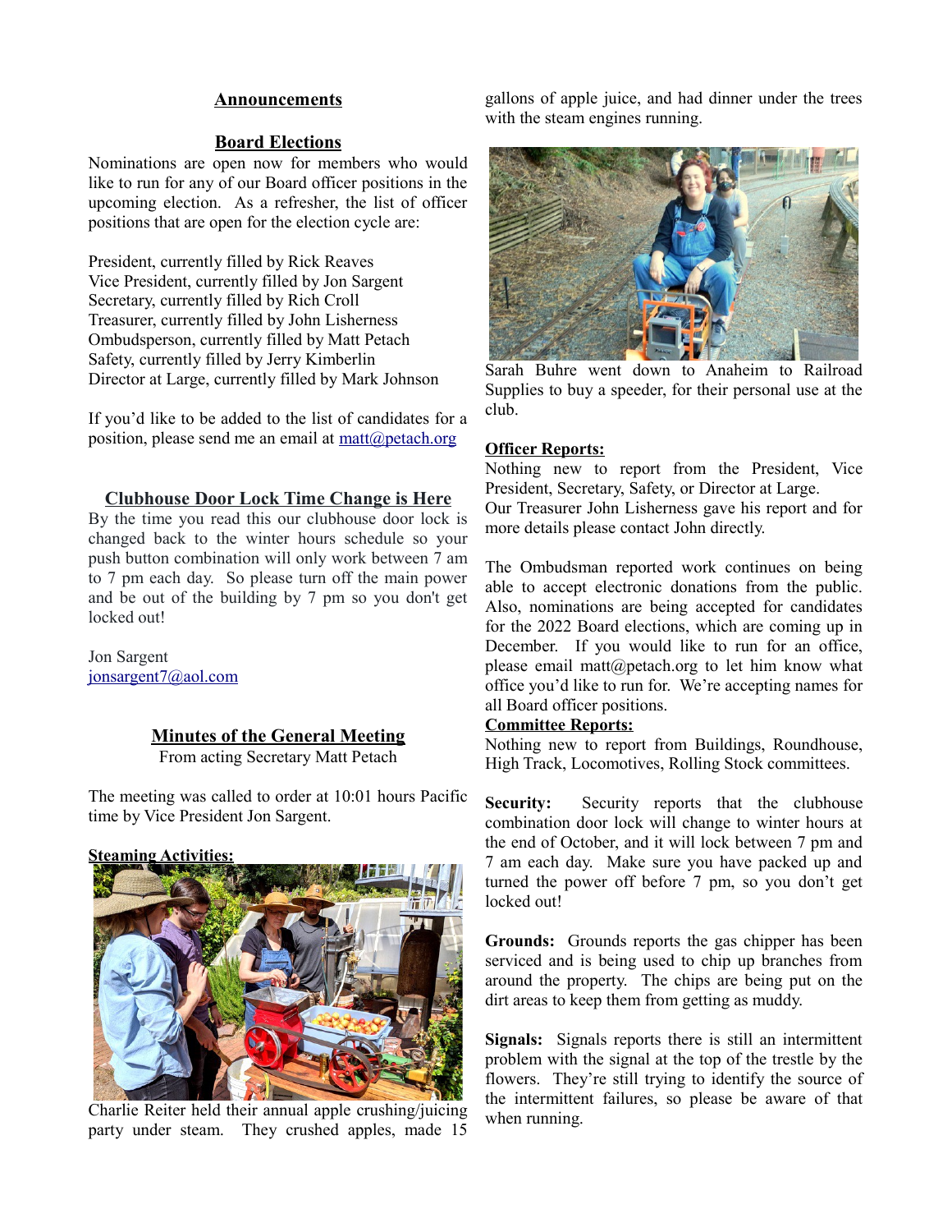## Announcements

### Board Elections

Nominations are open now for members who would like to run for any of our Board officer positions in the upcoming election. As a refresher, the list of officer positions that are open for the election cycle are:

President, currently filled by Rick Reaves
Vice President, currently filled by Jon Sargent
Secretary, currently filled by Rich Croll
Treasurer, currently filled by John Lisherness
Ombudsperson, currently filled by Matt Petach
Safety, currently filled by Jerry Kimberlin
Director at Large, currently filled by Mark Johnson

If you'd like to be added to the list of candidates for a position, please send me an email at matt@petach.org

### Clubhouse Door Lock Time Change is Here

By the time you read this our clubhouse door lock is changed back to the winter hours schedule so your push button combination will only work between 7 am to 7 pm each day. So please turn off the main power and be out of the building by 7 pm so you don't get locked out!

Jon Sargent
jonsargent7@aol.com

### Minutes of the General Meeting

From acting Secretary Matt Petach

The meeting was called to order at 10:01 hours Pacific time by Vice President Jon Sargent.

**Steaming Activities:**

Charlie Reiter held their annual apple crushing/juicing party under steam. They crushed apples, made 15 gallons of apple juice, and had dinner under the trees with the steam engines running.

Sarah Buhre went down to Anaheim to Railroad Supplies to buy a speeder, for their personal use at the club.

**Officer Reports:**

Nothing new to report from the President, Vice President, Secretary, Safety, or Director at Large.
Our Treasurer John Lisherness gave his report and for more details please contact John directly.

The Ombudsman reported work continues on being able to accept electronic donations from the public. Also, nominations are being accepted for candidates for the 2022 Board elections, which are coming up in December. If you would like to run for an office, please email matt@petach.org to let him know what office you'd like to run for. We're accepting names for all Board officer positions.

**Committee Reports:**

Nothing new to report from Buildings, Roundhouse, High Track, Locomotives, Rolling Stock committees.

**Security:** Security reports that the clubhouse combination door lock will change to winter hours at the end of October, and it will lock between 7 pm and 7 am each day. Make sure you have packed up and turned the power off before 7 pm, so you don't get locked out!

**Grounds:** Grounds reports the gas chipper has been serviced and is being used to chip up branches from around the property. The chips are being put on the dirt areas to keep them from getting as muddy.

**Signals:** Signals reports there is still an intermittent problem with the signal at the top of the trestle by the flowers. They're still trying to identify the source of the intermittent failures, so please be aware of that when running.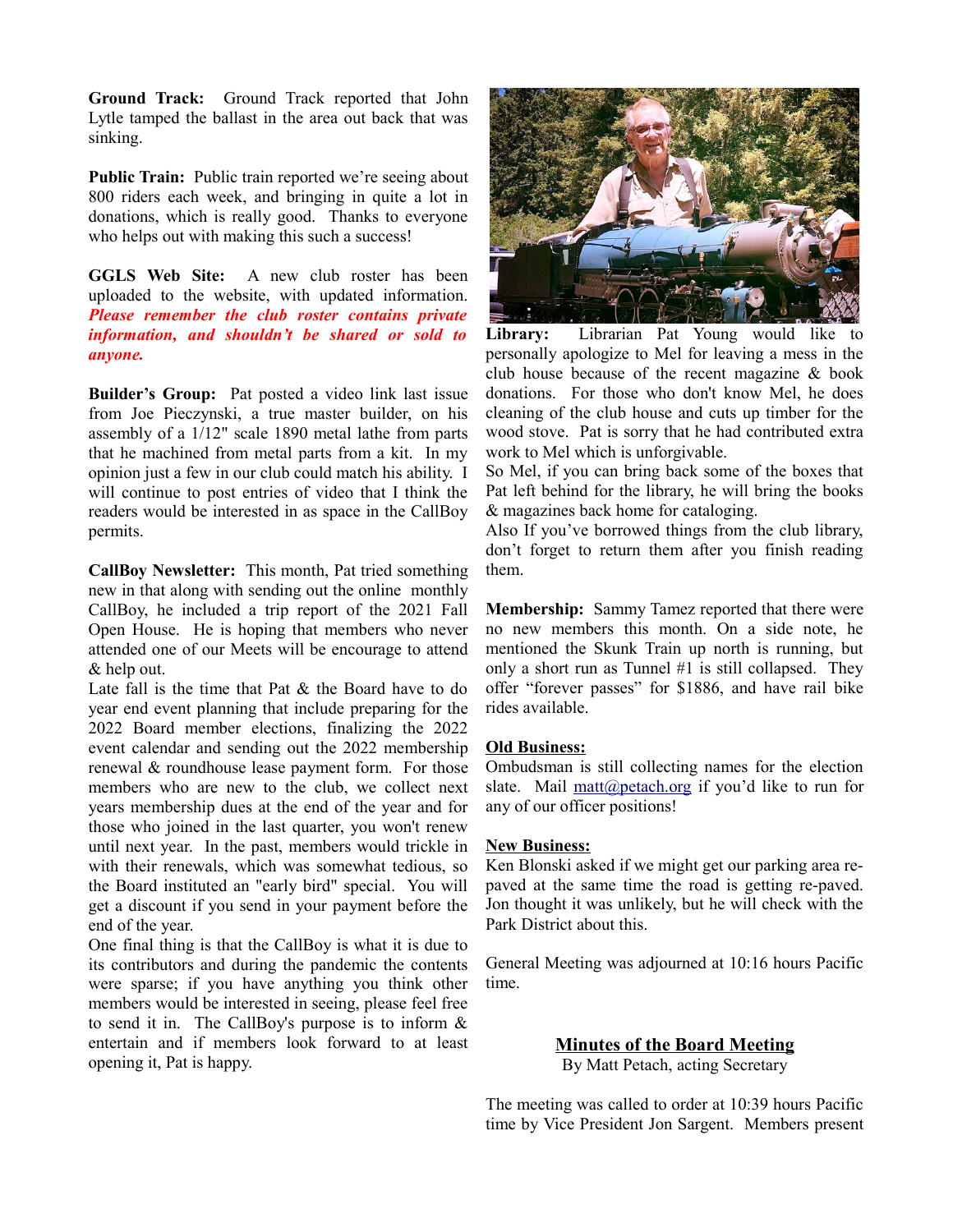**Ground Track:** Ground Track reported that John Lytle tamped the ballast in the area out back that was sinking.

**Public Train:** Public train reported we're seeing about 800 riders each week, and bringing in quite a lot in donations, which is really good. Thanks to everyone who helps out with making this such a success!

**GGLS Web Site:** A new club roster has been uploaded to the website, with updated information. ***Please remember the club roster contains private information, and shouldn't be shared or sold to anyone.***

**Builder's Group:** Pat posted a video link last issue from Joe Pieczynski, a true master builder, on his assembly of a 1/12" scale 1890 metal lathe from parts that he machined from metal parts from a kit. In my opinion just a few in our club could match his ability. I will continue to post entries of video that I think the readers would be interested in as space in the CallBoy permits.

**CallBoy Newsletter:** This month, Pat tried something new in that along with sending out the online monthly CallBoy, he included a trip report of the 2021 Fall Open House. He is hoping that members who never attended one of our Meets will be encourage to attend & help out.

Late fall is the time that Pat & the Board have to do year end event planning that include preparing for the 2022 Board member elections, finalizing the 2022 event calendar and sending out the 2022 membership renewal & roundhouse lease payment form. For those members who are new to the club, we collect next years membership dues at the end of the year and for those who joined in the last quarter, you won't renew until next year. In the past, members would trickle in with their renewals, which was somewhat tedious, so the Board instituted an "early bird" special. You will get a discount if you send in your payment before the end of the year.

One final thing is that the CallBoy is what it is due to its contributors and during the pandemic the contents were sparse; if you have anything you think other members would be interested in seeing, please feel free to send it in. The CallBoy's purpose is to inform & entertain and if members look forward to at least opening it, Pat is happy.

**Library:** Librarian Pat Young would like to personally apologize to Mel for leaving a mess in the club house because of the recent magazine & book donations. For those who don't know Mel, he does cleaning of the club house and cuts up timber for the wood stove. Pat is sorry that he had contributed extra work to Mel which is unforgivable.

So Mel, if you can bring back some of the boxes that Pat left behind for the library, he will bring the books & magazines back home for cataloging.

Also If you've borrowed things from the club library, don't forget to return them after you finish reading them.

**Membership:** Sammy Tamez reported that there were no new members this month. On a side note, he mentioned the Skunk Train up north is running, but only a short run as Tunnel #1 is still collapsed. They offer "forever passes" for $1886, and have rail bike rides available.

**Old Business:**

Ombudsman is still collecting names for the election slate. Mail matt@petach.org if you'd like to run for any of our officer positions!

**New Business:**

Ken Blonski asked if we might get our parking area re-paved at the same time the road is getting re-paved. Jon thought it was unlikely, but he will check with the Park District about this.

General Meeting was adjourned at 10:16 hours Pacific time.

## Minutes of the Board Meeting

By Matt Petach, acting Secretary

The meeting was called to order at 10:39 hours Pacific time by Vice President Jon Sargent. Members present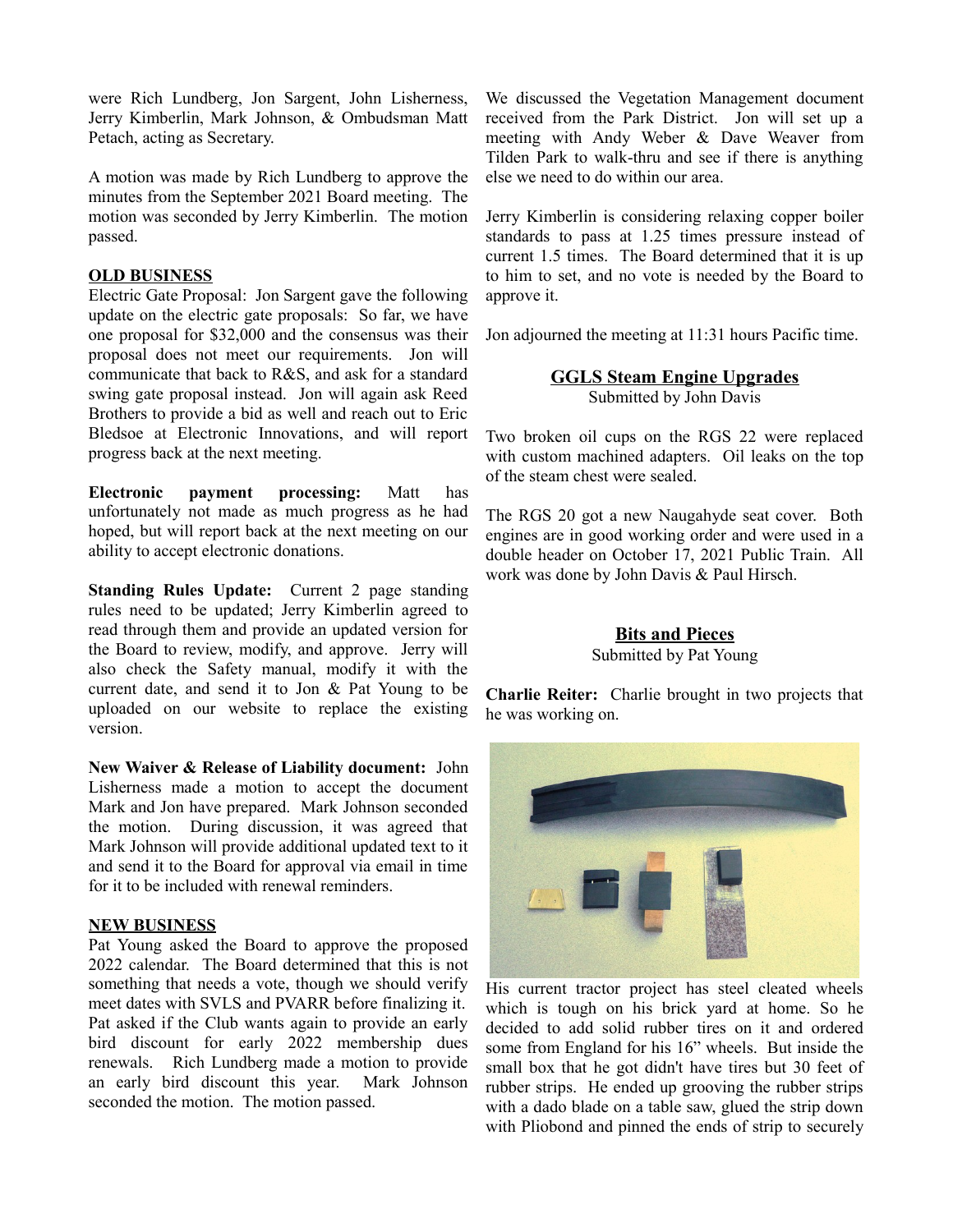were Rich Lundberg, Jon Sargent, John Lisherness, Jerry Kimberlin, Mark Johnson, & Ombudsman Matt Petach, acting as Secretary.

A motion was made by Rich Lundberg to approve the minutes from the September 2021 Board meeting. The motion was seconded by Jerry Kimberlin. The motion passed.

**OLD BUSINESS**

Electric Gate Proposal: Jon Sargent gave the following update on the electric gate proposals: So far, we have one proposal for $32,000 and the consensus was their proposal does not meet our requirements. Jon will communicate that back to R&S, and ask for a standard swing gate proposal instead. Jon will again ask Reed Brothers to provide a bid as well and reach out to Eric Bledsoe at Electronic Innovations, and will report progress back at the next meeting.

**Electronic payment processing:** Matt has unfortunately not made as much progress as he had hoped, but will report back at the next meeting on our ability to accept electronic donations.

**Standing Rules Update:** Current 2 page standing rules need to be updated; Jerry Kimberlin agreed to read through them and provide an updated version for the Board to review, modify, and approve. Jerry will also check the Safety manual, modify it with the current date, and send it to Jon & Pat Young to be uploaded on our website to replace the existing version.

**New Waiver & Release of Liability document:** John Lisherness made a motion to accept the document Mark and Jon have prepared. Mark Johnson seconded the motion. During discussion, it was agreed that Mark Johnson will provide additional updated text to it and send it to the Board for approval via email in time for it to be included with renewal reminders.

**NEW BUSINESS**

Pat Young asked the Board to approve the proposed 2022 calendar. The Board determined that this is not something that needs a vote, though we should verify meet dates with SVLS and PVARR before finalizing it. Pat asked if the Club wants again to provide an early bird discount for early 2022 membership dues renewals. Rich Lundberg made a motion to provide an early bird discount this year. Mark Johnson seconded the motion. The motion passed.

We discussed the Vegetation Management document received from the Park District. Jon will set up a meeting with Andy Weber & Dave Weaver from Tilden Park to walk-thru and see if there is anything else we need to do within our area.

Jerry Kimberlin is considering relaxing copper boiler standards to pass at 1.25 times pressure instead of current 1.5 times. The Board determined that it is up to him to set, and no vote is needed by the Board to approve it.

Jon adjourned the meeting at 11:31 hours Pacific time.

## GGLS Steam Engine Upgrades

Submitted by John Davis

Two broken oil cups on the RGS 22 were replaced with custom machined adapters. Oil leaks on the top of the steam chest were sealed.

The RGS 20 got a new Naugahyde seat cover. Both engines are in good working order and were used in a double header on October 17, 2021 Public Train. All work was done by John Davis & Paul Hirsch.

## Bits and Pieces

Submitted by Pat Young

**Charlie Reiter:** Charlie brought in two projects that he was working on.

His current tractor project has steel cleated wheels which is tough on his brick yard at home. So he decided to add solid rubber tires on it and ordered some from England for his 16" wheels. But inside the small box that he got didn't have tires but 30 feet of rubber strips. He ended up grooving the rubber strips with a dado blade on a table saw, glued the strip down with Pliobond and pinned the ends of strip to securely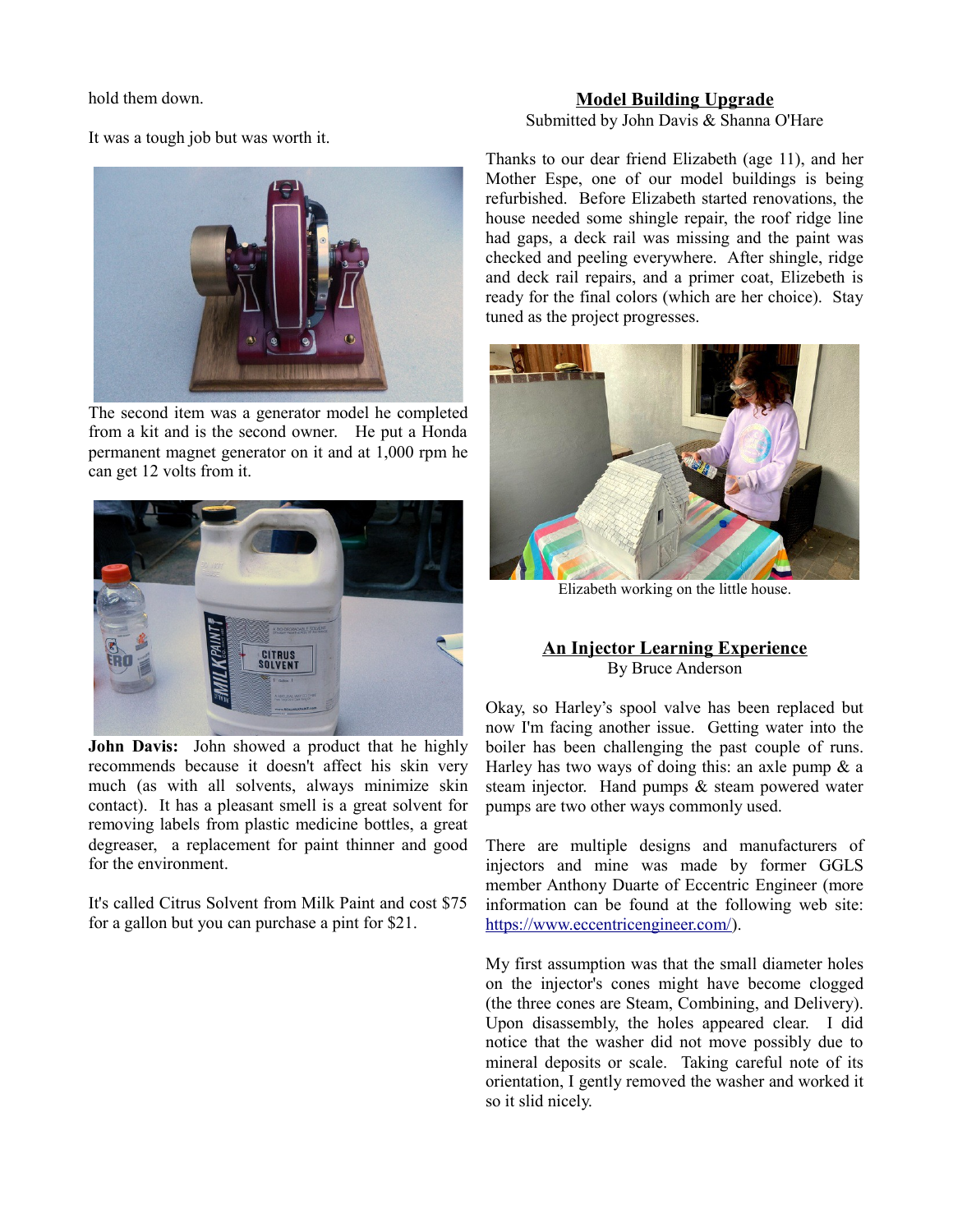hold them down.

It was a tough job but was worth it.

The second item was a generator model he completed from a kit and is the second owner. He put a Honda permanent magnet generator on it and at 1,000 rpm he can get 12 volts from it.

**John Davis:** John showed a product that he highly recommends because it doesn't affect his skin very much (as with all solvents, always minimize skin contact). It has a pleasant smell is a great solvent for removing labels from plastic medicine bottles, a great degreaser, a replacement for paint thinner and good for the environment.

It's called Citrus Solvent from Milk Paint and cost $75 for a gallon but you can purchase a pint for $21.

## Model Building Upgrade

Submitted by John Davis & Shanna O'Hare

Thanks to our dear friend Elizabeth (age 11), and her Mother Espe, one of our model buildings is being refurbished. Before Elizabeth started renovations, the house needed some shingle repair, the roof ridge line had gaps, a deck rail was missing and the paint was checked and peeling everywhere. After shingle, ridge and deck rail repairs, and a primer coat, Elizebeth is ready for the final colors (which are her choice). Stay tuned as the project progresses.

Elizabeth working on the little house.

## An Injector Learning Experience

By Bruce Anderson

Okay, so Harley's spool valve has been replaced but now I'm facing another issue. Getting water into the boiler has been challenging the past couple of runs. Harley has two ways of doing this: an axle pump & a steam injector. Hand pumps & steam powered water pumps are two other ways commonly used.

There are multiple designs and manufacturers of injectors and mine was made by former GGLS member Anthony Duarte of Eccentric Engineer (more information can be found at the following web site: https://www.eccentricengineer.com/).

My first assumption was that the small diameter holes on the injector's cones might have become clogged (the three cones are Steam, Combining, and Delivery). Upon disassembly, the holes appeared clear. I did notice that the washer did not move possibly due to mineral deposits or scale. Taking careful note of its orientation, I gently removed the washer and worked it so it slid nicely.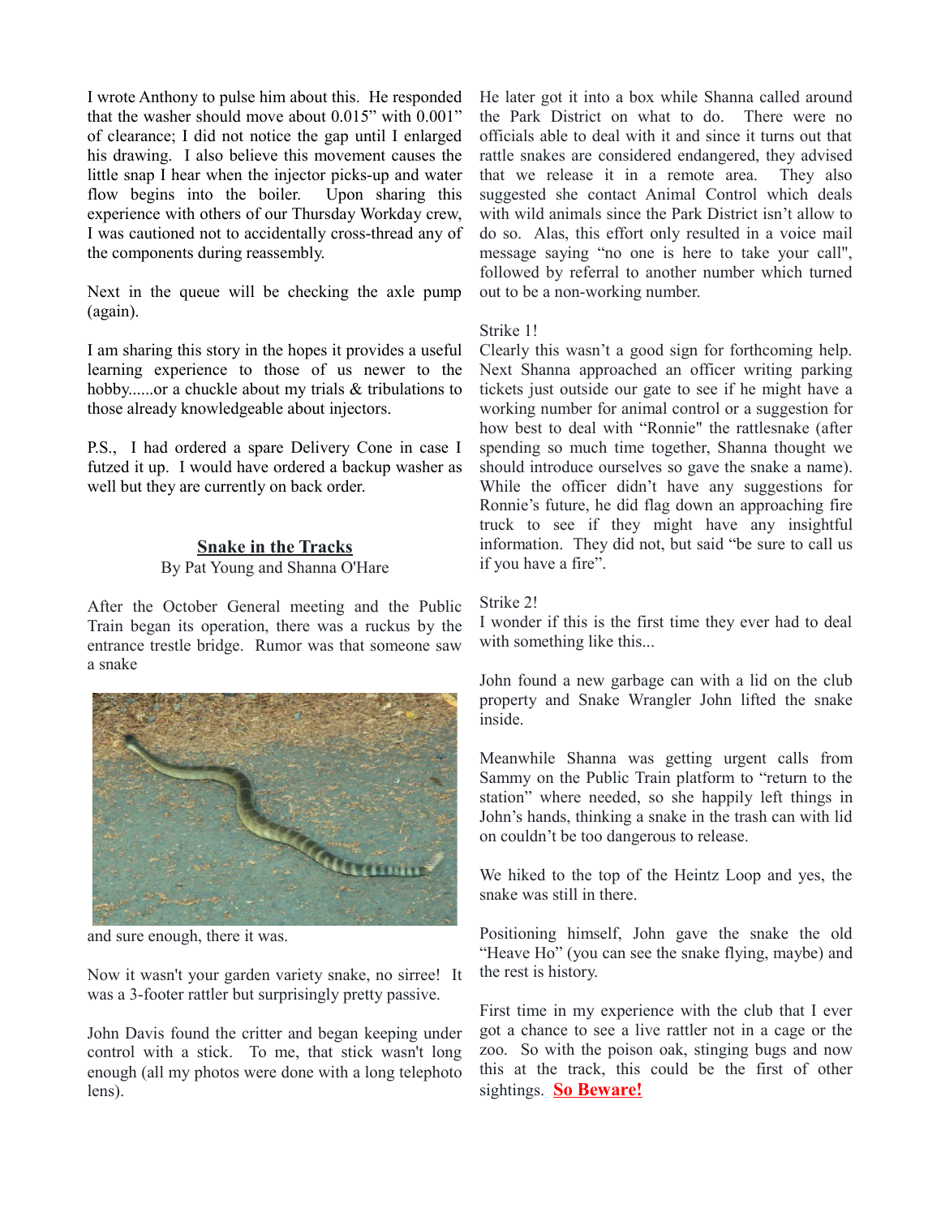I wrote Anthony to pulse him about this. He responded that the washer should move about 0.015" with 0.001" of clearance; I did not notice the gap until I enlarged his drawing. I also believe this movement causes the little snap I hear when the injector picks-up and water flow begins into the boiler. Upon sharing this experience with others of our Thursday Workday crew, I was cautioned not to accidentally cross-thread any of the components during reassembly.

Next in the queue will be checking the axle pump (again).

I am sharing this story in the hopes it provides a useful learning experience to those of us newer to the hobby......or a chuckle about my trials & tribulations to those already knowledgeable about injectors.

P.S., I had ordered a spare Delivery Cone in case I futzed it up. I would have ordered a backup washer as well but they are currently on back order.

## Snake in the Tracks

By Pat Young and Shanna O'Hare

After the October General meeting and the Public Train began its operation, there was a ruckus by the entrance trestle bridge. Rumor was that someone saw a snake

and sure enough, there it was.

Now it wasn't your garden variety snake, no sirree! It was a 3-footer rattler but surprisingly pretty passive.

John Davis found the critter and began keeping under control with a stick. To me, that stick wasn't long enough (all my photos were done with a long telephoto lens).

He later got it into a box while Shanna called around the Park District on what to do. There were no officials able to deal with it and since it turns out that rattle snakes are considered endangered, they advised that we release it in a remote area. They also suggested she contact Animal Control which deals with wild animals since the Park District isn't allow to do so. Alas, this effort only resulted in a voice mail message saying "no one is here to take your call", followed by referral to another number which turned out to be a non-working number.

Strike 1!
Clearly this wasn't a good sign for forthcoming help. Next Shanna approached an officer writing parking tickets just outside our gate to see if he might have a working number for animal control or a suggestion for how best to deal with "Ronnie" the rattlesnake (after spending so much time together, Shanna thought we should introduce ourselves so gave the snake a name). While the officer didn't have any suggestions for Ronnie's future, he did flag down an approaching fire truck to see if they might have any insightful information. They did not, but said "be sure to call us if you have a fire".

Strike 2!
I wonder if this is the first time they ever had to deal with something like this...

John found a new garbage can with a lid on the club property and Snake Wrangler John lifted the snake inside.

Meanwhile Shanna was getting urgent calls from Sammy on the Public Train platform to "return to the station" where needed, so she happily left things in John's hands, thinking a snake in the trash can with lid on couldn't be too dangerous to release.

We hiked to the top of the Heintz Loop and yes, the snake was still in there.

Positioning himself, John gave the snake the old "Heave Ho" (you can see the snake flying, maybe) and the rest is history.

First time in my experience with the club that I ever got a chance to see a live rattler not in a cage or the zoo. So with the poison oak, stinging bugs and now this at the track, this could be the first of other sightings. **So Beware!**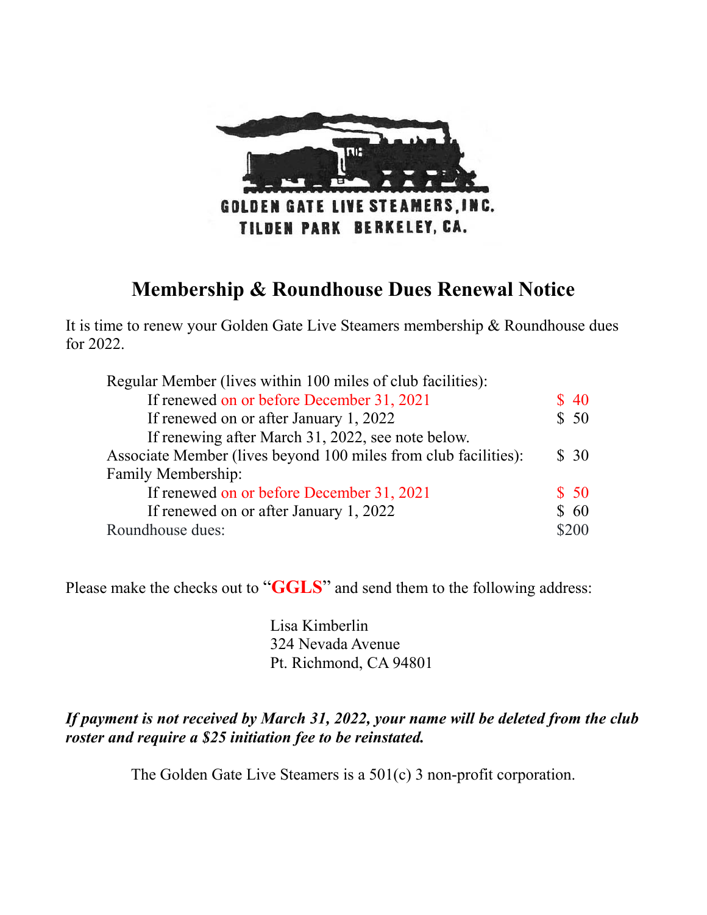GOLDEN GATE LIVE STEAMERS, INC.
TILDEN PARK BERKELEY, CA.

# Membership & Roundhouse Dues Renewal Notice

It is time to renew your Golden Gate Live Steamers membership & Roundhouse dues for 2022.

| | |
|---|---|
| Regular Member (lives within 100 miles of club facilities): | |
| If renewed on or before December 31, 2021 | $ 40 |
| If renewed on or after January 1, 2022 | $ 50 |
| If renewing after March 31, 2022, see note below. | |
| Associate Member (lives beyond 100 miles from club facilities): | $ 30 |
| Family Membership: | |
| If renewed on or before December 31, 2021 | $ 50 |
| If renewed on or after January 1, 2022 | $ 60 |
| Roundhouse dues: | $200 |

Please make the checks out to "**GGLS**" and send them to the following address:

Lisa Kimberlin
324 Nevada Avenue
Pt. Richmond, CA 94801

***If payment is not received by March 31, 2022, your name will be deleted from the club roster and require a $25 initiation fee to be reinstated.***

The Golden Gate Live Steamers is a 501(c) 3 non-profit corporation.